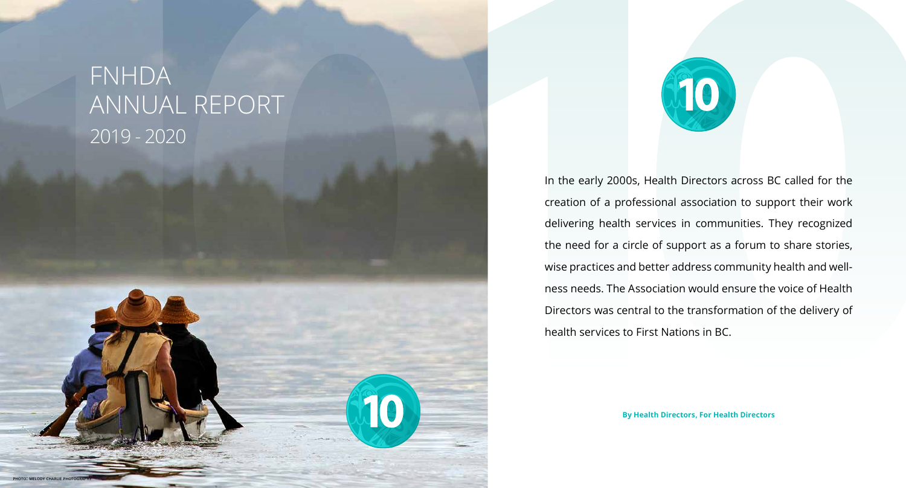# FNHDA ANNUAL REPORT 2019 - 2020

In the early 2000s, Health Directors across BC called for the creation of a professional association to support their work delivering health services in communities. They recognized the need for a circle of support as a forum to share stories, wise practices and better address community health and wellness needs. The Association would ensure the voice of Health Directors was central to the transformation of the delivery of health services to First Nations in BC.

**By Health Directors, For Health Directors**

PHOTO: MELODY CHARLIE PHOTOGRAPHY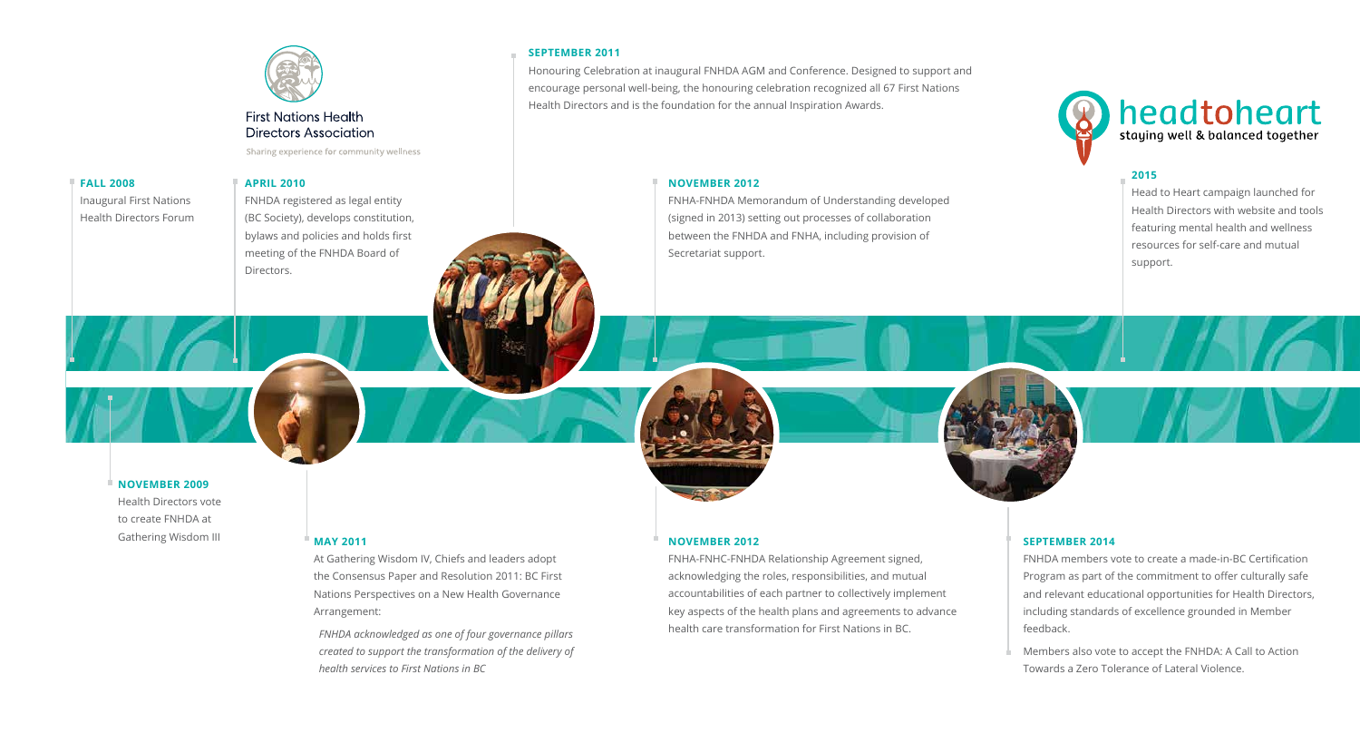First Nations Health Directors Association

Sharing experience for community wellness

**FALL 2008**

Inaugural First Nations Health Directors Forum

**NOVEMBER 2009**

Health Directors vote to create FNHDA at Gathering Wisdom III

**APRIL 2010**

FNHDA registered as legal entity (BC Society), develops constitution, bylaws and policies and holds first meeting of the FNHDA Board of Directors.

**MAY 2011**

At Gathering Wisdom IV, Chiefs and leaders adopt the Consensus Paper and Resolution 2011: BC First Nations Perspectives on a New Health Governance Arrangement:

*FNHDA acknowledged as one of four governance pillars created to support the transformation of the delivery of health services to First Nations in BC*

**SEPTEMBER 2011**

Honouring Celebration at inaugural FNHDA AGM and Conference. Designed to support and encourage personal well-being, the honouring celebration recognized all 67 First Nations Health Directors and is the foundation for the annual Inspiration Awards.

**NOVEMBER 2012**

FNHA-FNHDA Memorandum of Understanding developed (signed in 2013) setting out processes of collaboration between the FNHDA and FNHA, including provision of Secretariat support.

**NOVEMBER 2012**

FNHA-FNHC-FNHDA Relationship Agreement signed, acknowledging the roles, responsibilities, and mutual accountabilities of each partner to collectively implement key aspects of the health plans and agreements to advance health care transformation for First Nations in BC.

**SEPTEMBER 2014**

FNHDA members vote to create a made-in-BC Certification Program as part of the commitment to offer culturally safe and relevant educational opportunities for Health Directors, including standards of excellence grounded in Member feedback.

Members also vote to accept the FNHDA: A Call to Action Towards a Zero Tolerance of Lateral Violence.

headtoheart

staying well & balanced together

**2015**

Head to Heart campaign launched for Health Directors with website and tools featuring mental health and wellness resources for self-care and mutual support.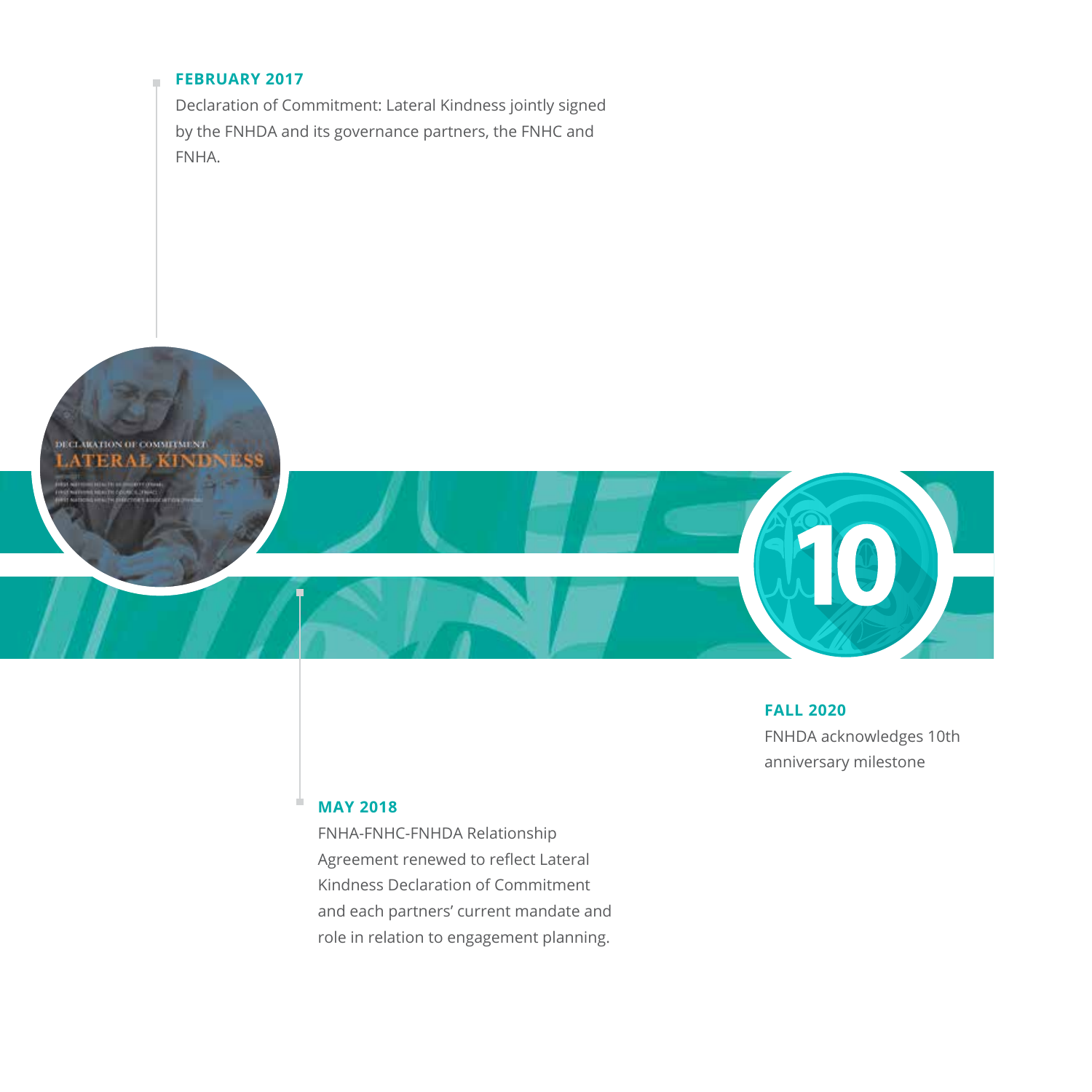**FEBRUARY 2017**

Declaration of Commitment: Lateral Kindness jointly signed by the FNHDA and its governance partners, the FNHC and FNHA.

**FALL 2020**

FNHDA acknowledges 10th anniversary milestone

**MAY 2018**

FNHA-FNHC-FNHDA Relationship Agreement renewed to reflect Lateral Kindness Declaration of Commitment and each partners' current mandate and role in relation to engagement planning.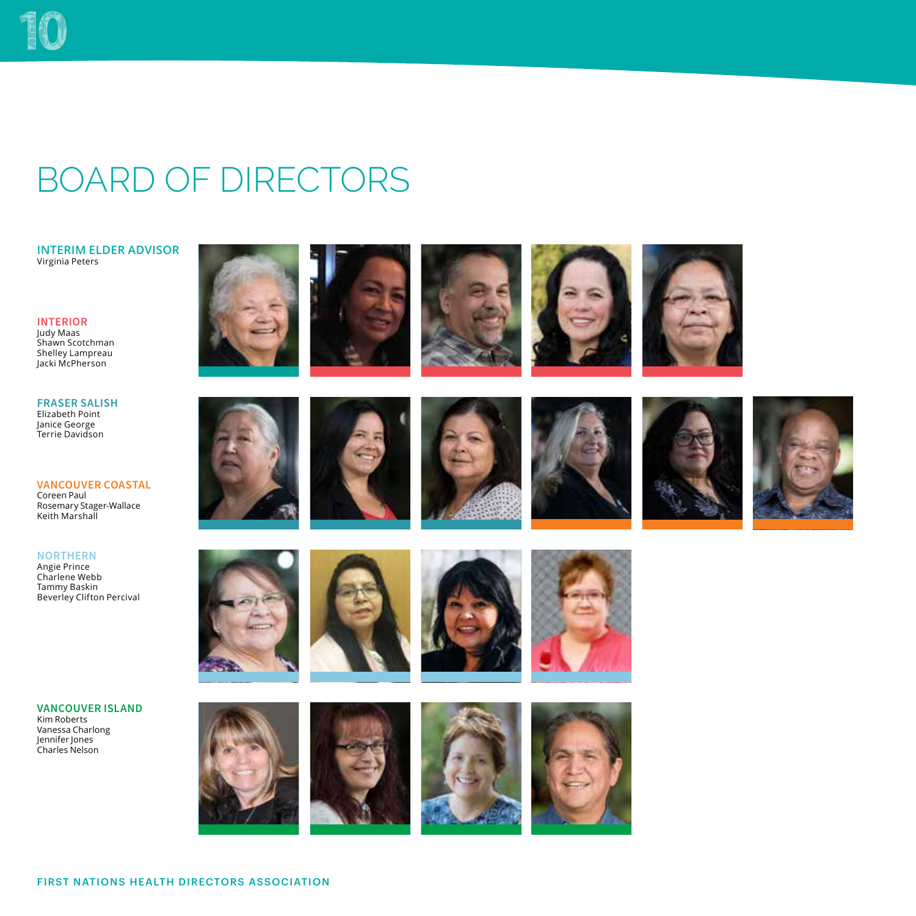# BOARD OF DIRECTORS

### INTERIM ELDER ADVISOR
Virginia Peters

### INTERIOR
Judy Maas
Shawn Scotchman
Shelley Lampreau
Jacki McPherson

### FRASER SALISH
Elizabeth Point
Janice George
Terrie Davidson

### VANCOUVER COASTAL
Coreen Paul
Rosemary Stager-Wallace
Keith Marshall

### NORTHERN
Angie Prince
Charlene Webb
Tammy Baskin
Beverley Clifton Percival

### VANCOUVER ISLAND
Kim Roberts
Vanessa Charlong
Jennifer Jones
Charles Nelson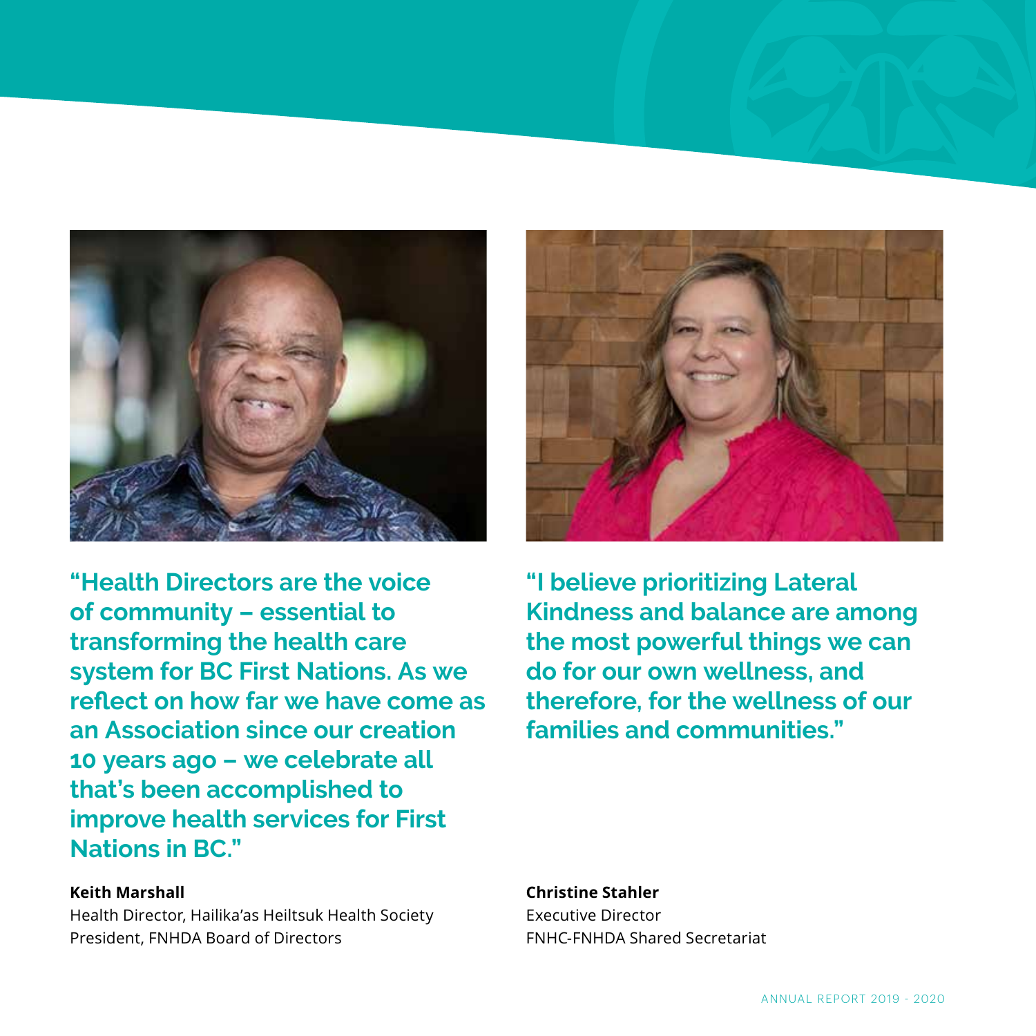**"Health Directors are the voice of community – essential to transforming the health care system for BC First Nations. As we reflect on how far we have come as an Association since our creation 10 years ago – we celebrate all that's been accomplished to improve health services for First Nations in BC."**

**Keith Marshall**
Health Director, Hailika'as Heiltsuk Health Society
President, FNHDA Board of Directors

**"I believe prioritizing Lateral Kindness and balance are among the most powerful things we can do for our own wellness, and therefore, for the wellness of our families and communities."**

**Christine Stahler**
Executive Director
FNHC-FNHDA Shared Secretariat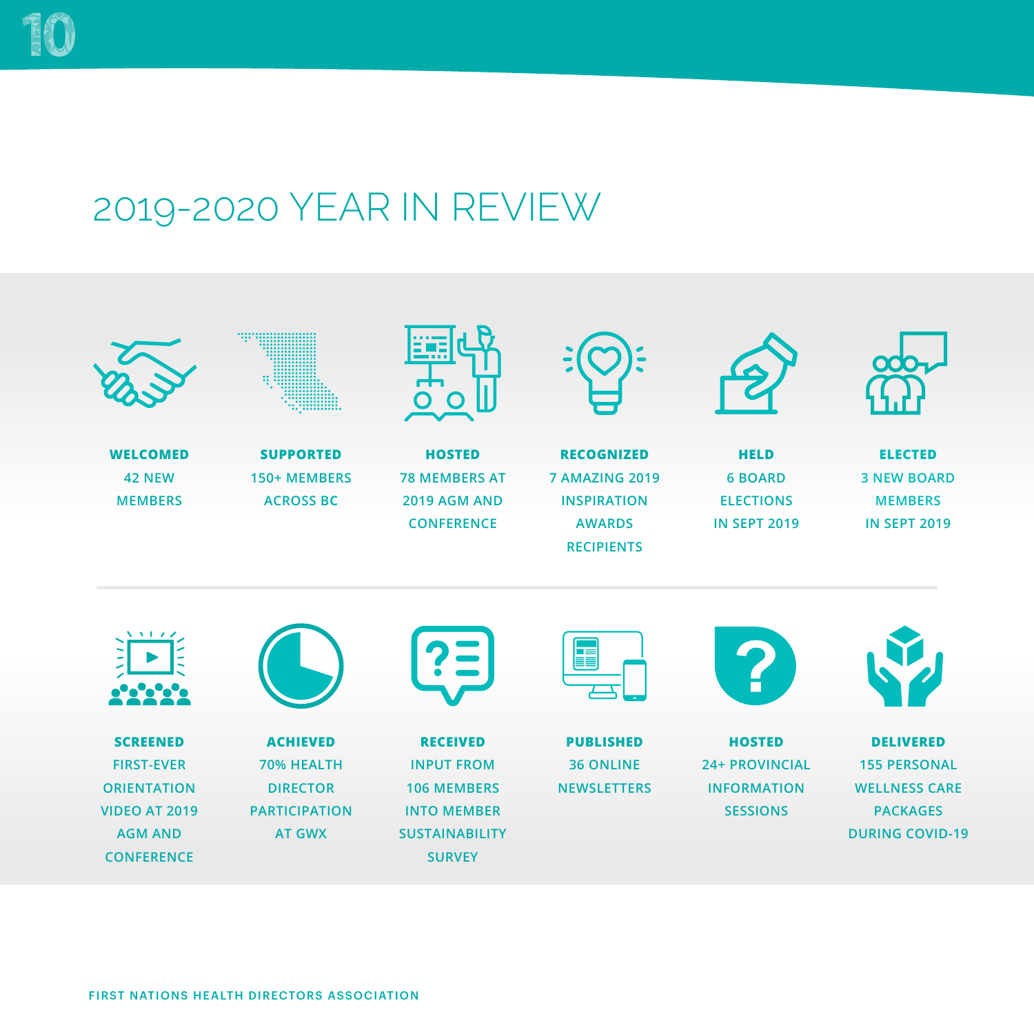# 2019-2020 YEAR IN REVIEW

**WELCOMED**
42 NEW MEMBERS

**SUPPORTED**
150+ MEMBERS ACROSS BC

**HOSTED**
78 MEMBERS AT 2019 AGM AND CONFERENCE

**RECOGNIZED**
7 AMAZING 2019 INSPIRATION AWARDS RECIPIENTS

**HELD**
6 BOARD ELECTIONS IN SEPT 2019

**ELECTED**
3 NEW BOARD MEMBERS IN SEPT 2019

**SCREENED**
FIRST-EVER ORIENTATION VIDEO AT 2019 AGM AND CONFERENCE

**ACHIEVED**
70% HEALTH DIRECTOR PARTICIPATION AT GWX

**RECEIVED**
INPUT FROM 106 MEMBERS INTO MEMBER SUSTAINABILITY SURVEY

**PUBLISHED**
36 ONLINE NEWSLETTERS

**HOSTED**
24+ PROVINCIAL INFORMATION SESSIONS

**DELIVERED**
155 PERSONAL WELLNESS CARE PACKAGES DURING COVID-19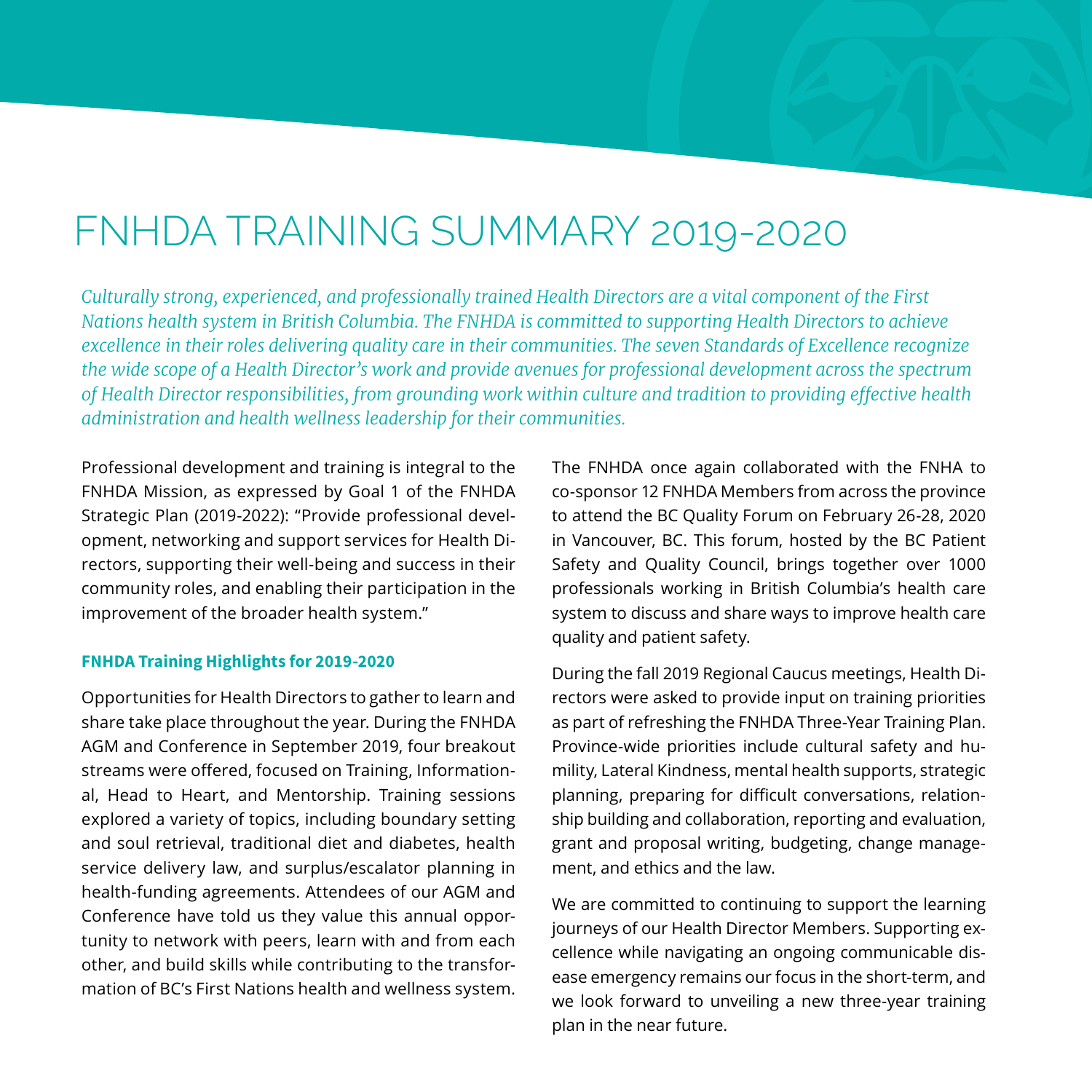# FNHDA TRAINING SUMMARY 2019-2020

*Culturally strong, experienced, and professionally trained Health Directors are a vital component of the First Nations health system in British Columbia. The FNHDA is committed to supporting Health Directors to achieve excellence in their roles delivering quality care in their communities. The seven Standards of Excellence recognize the wide scope of a Health Director's work and provide avenues for professional development across the spectrum of Health Director responsibilities, from grounding work within culture and tradition to providing effective health administration and health wellness leadership for their communities.*

Professional development and training is integral to the FNHDA Mission, as expressed by Goal 1 of the FNHDA Strategic Plan (2019-2022): "Provide professional development, networking and support services for Health Directors, supporting their well-being and success in their community roles, and enabling their participation in the improvement of the broader health system."

**FNHDA Training Highlights for 2019-2020**

Opportunities for Health Directors to gather to learn and share take place throughout the year. During the FNHDA AGM and Conference in September 2019, four breakout streams were offered, focused on Training, Informational, Head to Heart, and Mentorship. Training sessions explored a variety of topics, including boundary setting and soul retrieval, traditional diet and diabetes, health service delivery law, and surplus/escalator planning in health-funding agreements. Attendees of our AGM and Conference have told us they value this annual opportunity to network with peers, learn with and from each other, and build skills while contributing to the transformation of BC's First Nations health and wellness system.

The FNHDA once again collaborated with the FNHA to co-sponsor 12 FNHDA Members from across the province to attend the BC Quality Forum on February 26-28, 2020 in Vancouver, BC. This forum, hosted by the BC Patient Safety and Quality Council, brings together over 1000 professionals working in British Columbia's health care system to discuss and share ways to improve health care quality and patient safety.

During the fall 2019 Regional Caucus meetings, Health Directors were asked to provide input on training priorities as part of refreshing the FNHDA Three-Year Training Plan. Province-wide priorities include cultural safety and humility, Lateral Kindness, mental health supports, strategic planning, preparing for difficult conversations, relationship building and collaboration, reporting and evaluation, grant and proposal writing, budgeting, change management, and ethics and the law.

We are committed to continuing to support the learning journeys of our Health Director Members. Supporting excellence while navigating an ongoing communicable disease emergency remains our focus in the short-term, and we look forward to unveiling a new three-year training plan in the near future.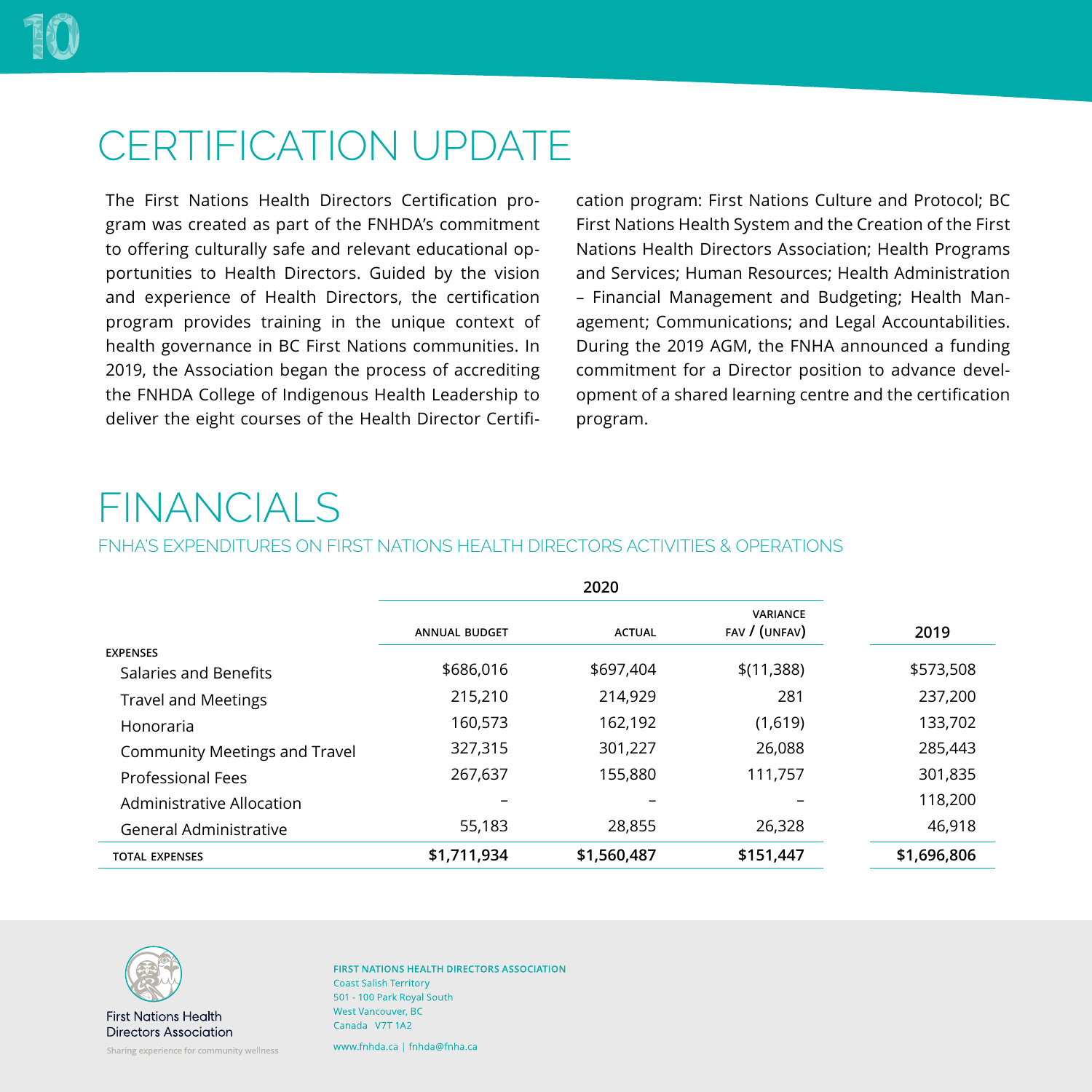# CERTIFICATION UPDATE

The First Nations Health Directors Certification program was created as part of the FNHDA's commitment to offering culturally safe and relevant educational opportunities to Health Directors. Guided by the vision and experience of Health Directors, the certification program provides training in the unique context of health governance in BC First Nations communities. In 2019, the Association began the process of accrediting the FNHDA College of Indigenous Health Leadership to deliver the eight courses of the Health Director Certification program: First Nations Culture and Protocol; BC First Nations Health System and the Creation of the First Nations Health Directors Association; Health Programs and Services; Human Resources; Health Administration – Financial Management and Budgeting; Health Management; Communications; and Legal Accountabilities. During the 2019 AGM, the FNHA announced a funding commitment for a Director position to advance development of a shared learning centre and the certification program.

# FINANCIALS

## FNHA'S EXPENDITURES ON FIRST NATIONS HEALTH DIRECTORS ACTIVITIES & OPERATIONS

| | 2020 | | | |
|---|---|---|---|---|
| | ANNUAL BUDGET | ACTUAL | VARIANCE FAV / (UNFAV) | 2019 |
| **EXPENSES** | | | | |
| Salaries and Benefits | $686,016 | $697,404 | $(11,388) | $573,508 |
| Travel and Meetings | 215,210 | 214,929 | 281 | 237,200 |
| Honoraria | 160,573 | 162,192 | (1,619) | 133,702 |
| Community Meetings and Travel | 327,315 | 301,227 | 26,088 | 285,443 |
| Professional Fees | 267,637 | 155,880 | 111,757 | 301,835 |
| Administrative Allocation | – | – | – | 118,200 |
| General Administrative | 55,183 | 28,855 | 26,328 | 46,918 |
| **TOTAL EXPENSES** | **$1,711,934** | **$1,560,487** | **$151,447** | **$1,696,806** |

First Nations Health Directors Association

Sharing experience for community wellness

**FIRST NATIONS HEALTH DIRECTORS ASSOCIATION**
Coast Salish Territory
501 - 100 Park Royal South
West Vancouver, BC
Canada V7T 1A2

www.fnhda.ca | fnhda@fnha.ca